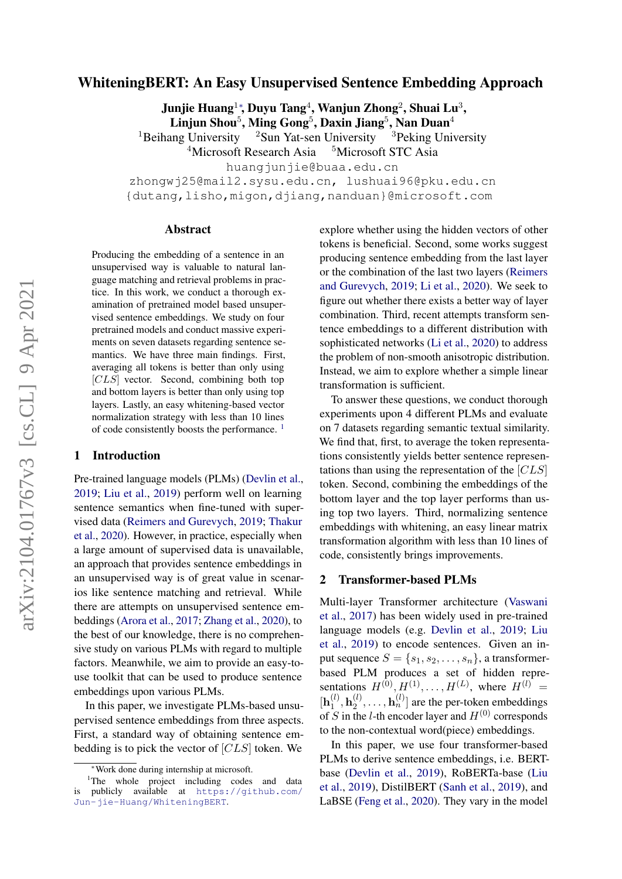# WhiteningBERT: An Easy Unsupervised Sentence Embedding Approach

**Junjie Huang**[1*], **Duyu Tang**[4], **Wanjun Zhong**[2], **Shuai Lu**[3], **Linjun Shou**[5], **Ming Gong**[5], **Daxin Jiang**[5], **Nan Duan**[4]

[1]Beihang University [2]Sun Yat-sen University [3]Peking University
[4]Microsoft Research Asia [5]Microsoft STC Asia

huangjunjie@buaa.edu.cn
zhongwj25@mail2.sysu.edu.cn, lushuai96@pku.edu.cn
{dutang,lisho,migon,djiang,nanduan}@microsoft.com

## Abstract

Producing the embedding of a sentence in an unsupervised way is valuable to natural language matching and retrieval problems in practice. In this work, we conduct a thorough examination of pretrained model based unsupervised sentence embeddings. We study on four pretrained models and conduct massive experiments on seven datasets regarding sentence semantics. We have three main findings. First, averaging all tokens is better than only using $[CLS]$ vector. Second, combining both top and bottom layers is better than only using top layers. Lastly, an easy whitening-based vector normalization strategy with less than 10 lines of code consistently boosts the performance. [1]

## 1 Introduction

Pre-trained language models (PLMs) (Devlin et al., 2019; Liu et al., 2019) perform well on learning sentence semantics when fine-tuned with supervised data (Reimers and Gurevych, 2019; Thakur et al., 2020). However, in practice, especially when a large amount of supervised data is unavailable, an approach that provides sentence embeddings in an unsupervised way is of great value in scenarios like sentence matching and retrieval. While there are attempts on unsupervised sentence embeddings (Arora et al., 2017; Zhang et al., 2020), to the best of our knowledge, there is no comprehensive study on various PLMs with regard to multiple factors. Meanwhile, we aim to provide an easy-to-use toolkit that can be used to produce sentence embeddings upon various PLMs.

In this paper, we investigate PLMs-based unsupervised sentence embeddings from three aspects. First, a standard way of obtaining sentence embedding is to pick the vector of $[CLS]$ token. We explore whether using the hidden vectors of other tokens is beneficial. Second, some works suggest producing sentence embedding from the last layer or the combination of the last two layers (Reimers and Gurevych, 2019; Li et al., 2020). We seek to figure out whether there exists a better way of layer combination. Third, recent attempts transform sentence embeddings to a different distribution with sophisticated networks (Li et al., 2020) to address the problem of non-smooth anisotropic distribution. Instead, we aim to explore whether a simple linear transformation is sufficient.

To answer these questions, we conduct thorough experiments upon 4 different PLMs and evaluate on 7 datasets regarding semantic textual similarity. We find that, first, to average the token representations consistently yields better sentence representations than using the representation of the $[CLS]$ token. Second, combining the embeddings of the bottom layer and the top layer performs than using top two layers. Third, normalizing sentence embeddings with whitening, an easy linear matrix transformation algorithm with less than 10 lines of code, consistently brings improvements.

## 2 Transformer-based PLMs

Multi-layer Transformer architecture (Vaswani et al., 2017) has been widely used in pre-trained language models (e.g. Devlin et al., 2019; Liu et al., 2019) to encode sentences. Given an input sequence $S = \{s_1, s_2, \ldots, s_n\}$, a transformer-based PLM produces a set of hidden representations $H^{(0)}, H^{(1)}, \ldots, H^{(L)}$, where $H^{(l)} = [\mathbf{h}_1^{(l)}, \mathbf{h}_2^{(l)}, \ldots, \mathbf{h}_n^{(l)}]$ are the per-token embeddings of $S$ in the $l$-th encoder layer and $H^{(0)}$ corresponds to the non-contextual word(piece) embeddings.

In this paper, we use four transformer-based PLMs to derive sentence embeddings, i.e. BERT-base (Devlin et al., 2019), RoBERTa-base (Liu et al., 2019), DistilBERT (Sanh et al., 2019), and LaBSE (Feng et al., 2020). They vary in the model

[*]Work done during internship at microsoft.

[1]The whole project including codes and data is publicly available at https://github.com/Jun-jie-Huang/WhiteningBERT.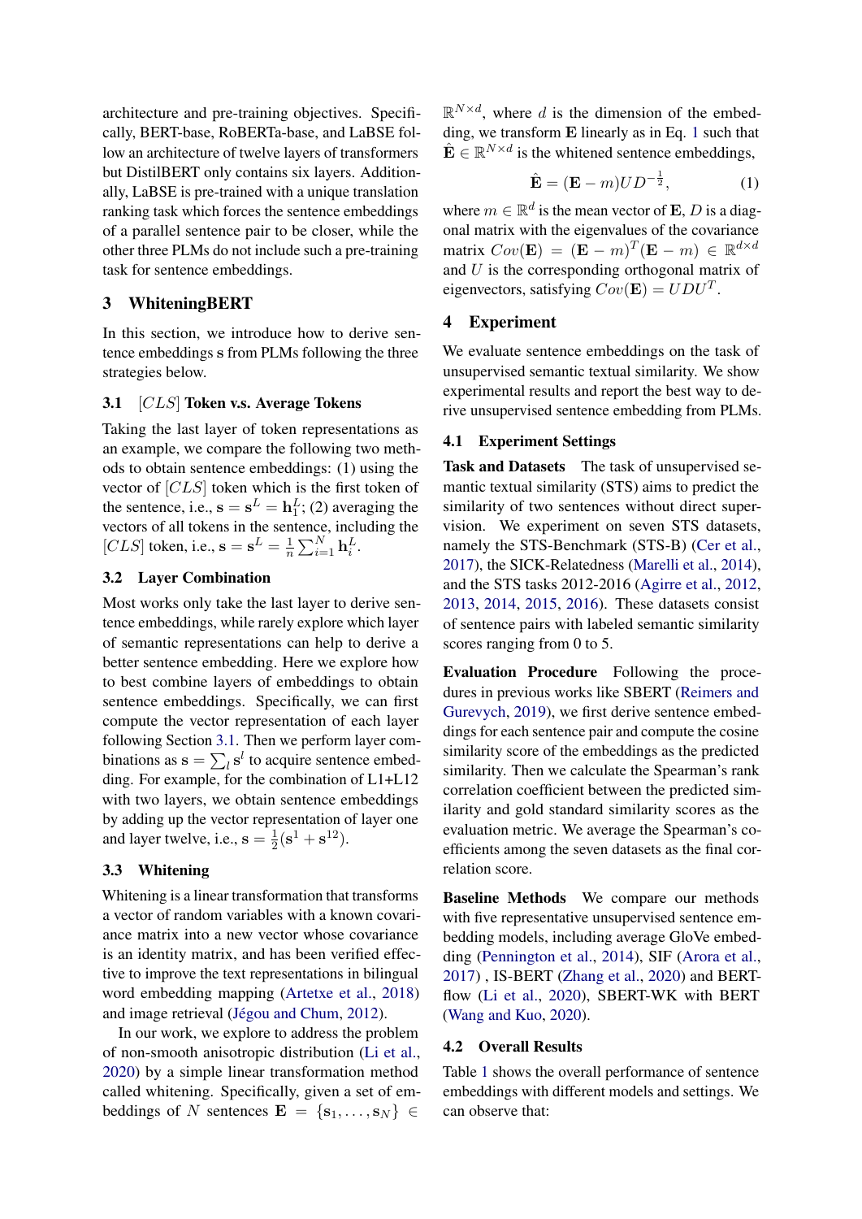architecture and pre-training objectives. Specifically, BERT-base, RoBERTa-base, and LaBSE follow an architecture of twelve layers of transformers but DistilBERT only contains six layers. Additionally, LaBSE is pre-trained with a unique translation ranking task which forces the sentence embeddings of a parallel sentence pair to be closer, while the other three PLMs do not include such a pre-training task for sentence embeddings.

## 3 WhiteningBERT

In this section, we introduce how to derive sentence embeddings $\mathbf{s}$ from PLMs following the three strategies below.

### 3.1 $[CLS]$ Token v.s. Average Tokens

Taking the last layer of token representations as an example, we compare the following two methods to obtain sentence embeddings: (1) using the vector of $[CLS]$ token which is the first token of the sentence, i.e., $\mathbf{s} = \mathbf{s}^L = \mathbf{h}_1^L$; (2) averaging the vectors of all tokens in the sentence, including the $[CLS]$ token, i.e., $\mathbf{s} = \mathbf{s}^L = \frac{1}{n}\sum_{i=1}^{N}\mathbf{h}_i^L$.

### 3.2 Layer Combination

Most works only take the last layer to derive sentence embeddings, while rarely explore which layer of semantic representations can help to derive a better sentence embedding. Here we explore how to best combine layers of embeddings to obtain sentence embeddings. Specifically, we can first compute the vector representation of each layer following Section 3.1. Then we perform layer combinations as $\mathbf{s} = \sum_l \mathbf{s}^l$ to acquire sentence embedding. For example, for the combination of L1+L12 with two layers, we obtain sentence embeddings by adding up the vector representation of layer one and layer twelve, i.e., $\mathbf{s} = \frac{1}{2}(\mathbf{s}^1 + \mathbf{s}^{12})$.

### 3.3 Whitening

Whitening is a linear transformation that transforms a vector of random variables with a known covariance matrix into a new vector whose covariance is an identity matrix, and has been verified effective to improve the text representations in bilingual word embedding mapping (Artetxe et al., 2018) and image retrieval (Jégou and Chum, 2012).

In our work, we explore to address the problem of non-smooth anisotropic distribution (Li et al., 2020) by a simple linear transformation method called whitening. Specifically, given a set of embeddings of $N$ sentences $\mathbf{E} = \{\mathbf{s}_1, \ldots, \mathbf{s}_N\} \in \mathbb{R}^{N\times d}$, where $d$ is the dimension of the embedding, we transform $\mathbf{E}$ linearly as in Eq. 1 such that $\hat{\mathbf{E}} \in \mathbb{R}^{N\times d}$ is the whitened sentence embeddings,

$$\hat{\mathbf{E}} = (\mathbf{E} - m)UD^{-\frac{1}{2}}, \tag{1}$$

where $m \in \mathbb{R}^d$ is the mean vector of $\mathbf{E}$, $D$ is a diagonal matrix with the eigenvalues of the covariance matrix $Cov(\mathbf{E}) = (\mathbf{E} - m)^T(\mathbf{E} - m) \in \mathbb{R}^{d\times d}$ and $U$ is the corresponding orthogonal matrix of eigenvectors, satisfying $Cov(\mathbf{E}) = UDU^T$.

## 4 Experiment

We evaluate sentence embeddings on the task of unsupervised semantic textual similarity. We show experimental results and report the best way to derive unsupervised sentence embedding from PLMs.

### 4.1 Experiment Settings

**Task and Datasets** The task of unsupervised semantic textual similarity (STS) aims to predict the similarity of two sentences without direct supervision. We experiment on seven STS datasets, namely the STS-Benchmark (STS-B) (Cer et al., 2017), the SICK-Relatedness (Marelli et al., 2014), and the STS tasks 2012-2016 (Agirre et al., 2012, 2013, 2014, 2015, 2016). These datasets consist of sentence pairs with labeled semantic similarity scores ranging from 0 to 5.

**Evaluation Procedure** Following the procedures in previous works like SBERT (Reimers and Gurevych, 2019), we first derive sentence embeddings for each sentence pair and compute the cosine similarity score of the embeddings as the predicted similarity. Then we calculate the Spearman's rank correlation coefficient between the predicted similarity and gold standard similarity scores as the evaluation metric. We average the Spearman's coefficients among the seven datasets as the final correlation score.

**Baseline Methods** We compare our methods with five representative unsupervised sentence embedding models, including average GloVe embedding (Pennington et al., 2014), SIF (Arora et al., 2017) , IS-BERT (Zhang et al., 2020) and BERT-flow (Li et al., 2020), SBERT-WK with BERT (Wang and Kuo, 2020).

### 4.2 Overall Results

Table 1 shows the overall performance of sentence embeddings with different models and settings. We can observe that: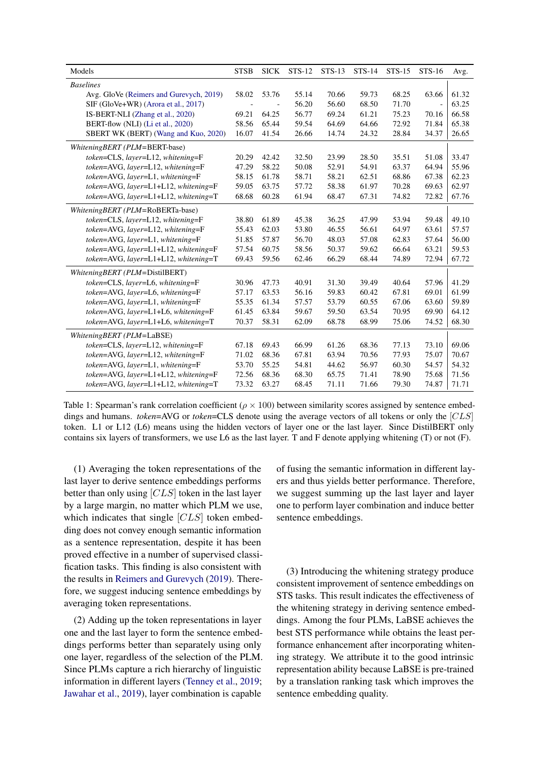| Models | STSB | SICK | STS-12 | STS-13 | STS-14 | STS-15 | STS-16 | Avg. |
|---|---|---|---|---|---|---|---|---|
| *Baselines* | | | | | | | | |
| Avg. GloVe (Reimers and Gurevych, 2019) | 58.02 | 53.76 | 55.14 | 70.66 | 59.73 | 68.25 | 63.66 | 61.32 |
| SIF (GloVe+WR) (Arora et al., 2017) | - | - | 56.20 | 56.60 | 68.50 | 71.70 | - | 63.25 |
| IS-BERT-NLI (Zhang et al., 2020) | 69.21 | 64.25 | 56.77 | 69.24 | 61.21 | 75.23 | 70.16 | 66.58 |
| BERT-flow (NLI) (Li et al., 2020) | 58.56 | 65.44 | 59.54 | 64.69 | 64.66 | 72.92 | 71.84 | 65.38 |
| SBERT WK (BERT) (Wang and Kuo, 2020) | 16.07 | 41.54 | 26.66 | 14.74 | 24.32 | 28.84 | 34.37 | 26.65 |
| *WhiteningBERT (PLM=BERT-base)* | | | | | | | | |
| *token*=CLS, *layer*=L12, *whitening*=F | 20.29 | 42.42 | 32.50 | 23.99 | 28.50 | 35.51 | 51.08 | 33.47 |
| *token*=AVG, *layer*=L12, *whitening*=F | 47.29 | 58.22 | 50.08 | 52.91 | 54.91 | 63.37 | 64.94 | 55.96 |
| *token*=AVG, *layer*=L1, *whitening*=F | 58.15 | 61.78 | 58.71 | 58.21 | 62.51 | 68.86 | 67.38 | 62.23 |
| *token*=AVG, *layer*=L1+L12, *whitening*=F | 59.05 | 63.75 | 57.72 | 58.38 | 61.97 | 70.28 | 69.63 | 62.97 |
| *token*=AVG, *layer*=L1+L12, *whitening*=T | 68.68 | 60.28 | 61.94 | 68.47 | 67.31 | 74.82 | 72.82 | 67.76 |
| *WhiteningBERT (PLM=RoBERTa-base)* | | | | | | | | |
| *token*=CLS, *layer*=L12, *whitening*=F | 38.80 | 61.89 | 45.38 | 36.25 | 47.99 | 53.94 | 59.48 | 49.10 |
| *token*=AVG, *layer*=L12, *whitening*=F | 55.43 | 62.03 | 53.80 | 46.55 | 56.61 | 64.97 | 63.61 | 57.57 |
| *token*=AVG, *layer*=L1, *whitening*=F | 51.85 | 57.87 | 56.70 | 48.03 | 57.08 | 62.83 | 57.64 | 56.00 |
| *token*=AVG, *layer*=L1+L12, *whitening*=F | 57.54 | 60.75 | 58.56 | 50.37 | 59.62 | 66.64 | 63.21 | 59.53 |
| *token*=AVG, *layer*=L1+L12, *whitening*=T | 69.43 | 59.56 | 62.46 | 66.29 | 68.44 | 74.89 | 72.94 | 67.72 |
| *WhiteningBERT (PLM=DistilBERT)* | | | | | | | | |
| *token*=CLS, *layer*=L6, *whitening*=F | 30.96 | 47.73 | 40.91 | 31.30 | 39.49 | 40.64 | 57.96 | 41.29 |
| *token*=AVG, *layer*=L6, *whitening*=F | 57.17 | 63.53 | 56.16 | 59.83 | 60.42 | 67.81 | 69.01 | 61.99 |
| *token*=AVG, *layer*=L1, *whitening*=F | 55.35 | 61.34 | 57.57 | 53.79 | 60.55 | 67.06 | 63.60 | 59.89 |
| *token*=AVG, *layer*=L1+L6, *whitening*=F | 61.45 | 63.84 | 59.67 | 59.50 | 63.54 | 70.95 | 69.90 | 64.12 |
| *token*=AVG, *layer*=L1+L6, *whitening*=T | 70.37 | 58.31 | 62.09 | 68.78 | 68.99 | 75.06 | 74.52 | 68.30 |
| *WhiteningBERT (PLM=LaBSE)* | | | | | | | | |
| *token*=CLS, *layer*=L12, *whitening*=F | 67.18 | 69.43 | 66.99 | 61.26 | 68.36 | 77.13 | 73.10 | 69.06 |
| *token*=AVG, *layer*=L12, *whitening*=F | 71.02 | 68.36 | 67.81 | 63.94 | 70.56 | 77.93 | 75.07 | 70.67 |
| *token*=AVG, *layer*=L1, *whitening*=F | 53.70 | 55.25 | 54.81 | 44.62 | 56.97 | 60.30 | 54.57 | 54.32 |
| *token*=AVG, *layer*=L1+L12, *whitening*=F | 72.56 | 68.36 | 68.30 | 65.75 | 71.41 | 78.90 | 75.68 | 71.56 |
| *token*=AVG, *layer*=L1+L12, *whitening*=T | 73.32 | 63.27 | 68.45 | 71.11 | 71.66 | 79.30 | 74.87 | 71.71 |

Table 1: Spearman's rank correlation coefficient ($\rho \times 100$) between similarity scores assigned by sentence embeddings and humans. *token*=AVG or *token*=CLS denote using the average vectors of all tokens or only the $[CLS]$ token. L1 or L12 (L6) means using the hidden vectors of layer one or the last layer. Since DistilBERT only contains six layers of transformers, we use L6 as the last layer. T and F denote applying whitening (T) or not (F).

(1) Averaging the token representations of the last layer to derive sentence embeddings performs better than only using $[CLS]$ token in the last layer by a large margin, no matter which PLM we use, which indicates that single $[CLS]$ token embedding does not convey enough semantic information as a sentence representation, despite it has been proved effective in a number of supervised classification tasks. This finding is also consistent with the results in Reimers and Gurevych (2019). Therefore, we suggest inducing sentence embeddings by averaging token representations.

(2) Adding up the token representations in layer one and the last layer to form the sentence embeddings performs better than separately using only one layer, regardless of the selection of the PLM. Since PLMs capture a rich hierarchy of linguistic information in different layers (Tenney et al., 2019; Jawahar et al., 2019), layer combination is capable of fusing the semantic information in different layers and thus yields better performance. Therefore, we suggest summing up the last layer and layer one to perform layer combination and induce better sentence embeddings.

(3) Introducing the whitening strategy produce consistent improvement of sentence embeddings on STS tasks. This result indicates the effectiveness of the whitening strategy in deriving sentence embeddings. Among the four PLMs, LaBSE achieves the best STS performance while obtains the least performance enhancement after incorporating whitening strategy. We attribute it to the good intrinsic representation ability because LaBSE is pre-trained by a translation ranking task which improves the sentence embedding quality.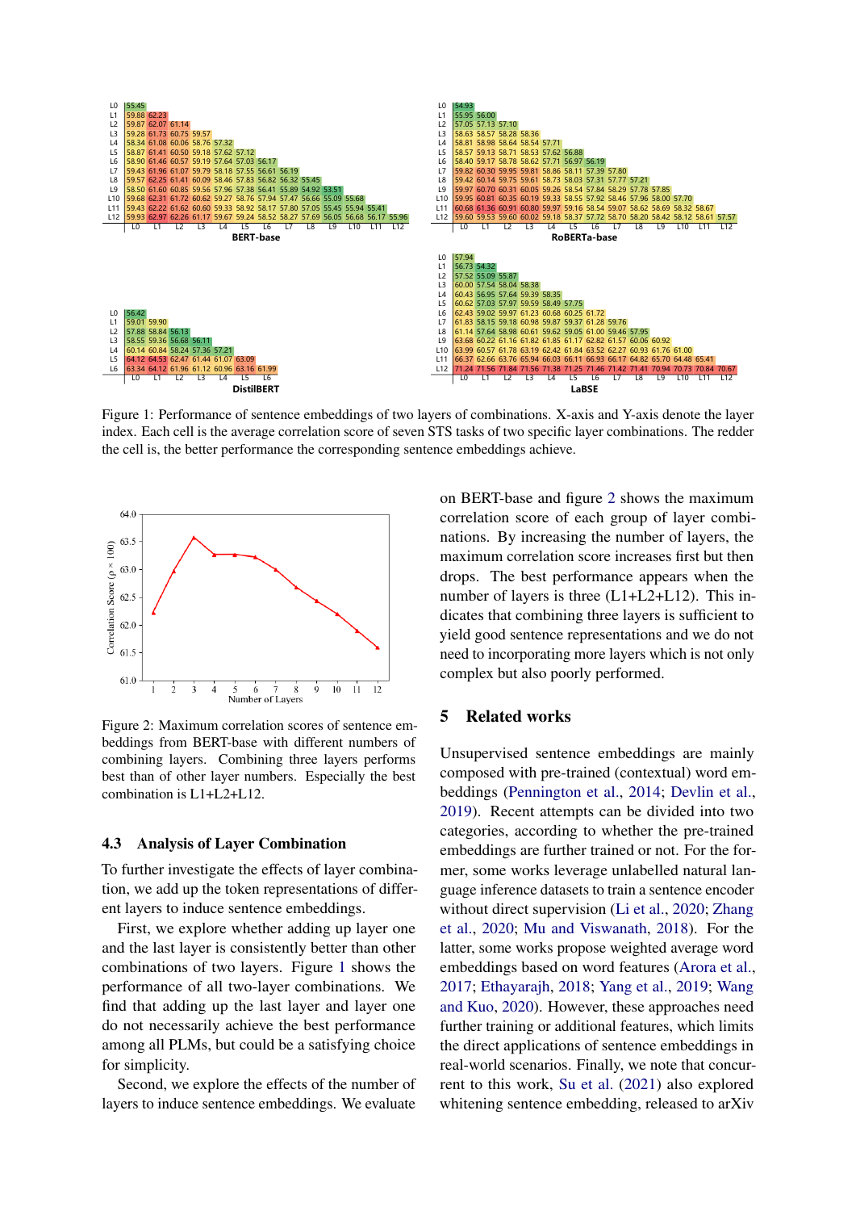Figure 1: Performance of sentence embeddings of two layers of combinations. X-axis and Y-axis denote the layer index. Each cell is the average correlation score of seven STS tasks of two specific layer combinations. The redder the cell is, the better performance the corresponding sentence embeddings achieve.

Figure 2: Maximum correlation scores of sentence embeddings from BERT-base with different numbers of combining layers. Combining three layers performs best than of other layer numbers. Especially the best combination is L1+L2+L12.

### 4.3 Analysis of Layer Combination

To further investigate the effects of layer combination, we add up the token representations of different layers to induce sentence embeddings.

First, we explore whether adding up layer one and the last layer is consistently better than other combinations of two layers. Figure 1 shows the performance of all two-layer combinations. We find that adding up the last layer and layer one do not necessarily achieve the best performance among all PLMs, but could be a satisfying choice for simplicity.

Second, we explore the effects of the number of layers to induce sentence embeddings. We evaluate on BERT-base and figure 2 shows the maximum correlation score of each group of layer combinations. By increasing the number of layers, the maximum correlation score increases first but then drops. The best performance appears when the number of layers is three (L1+L2+L12). This indicates that combining three layers is sufficient to yield good sentence representations and we do not need to incorporating more layers which is not only complex but also poorly performed.

## 5 Related works

Unsupervised sentence embeddings are mainly composed with pre-trained (contextual) word embeddings (Pennington et al., 2014; Devlin et al., 2019). Recent attempts can be divided into two categories, according to whether the pre-trained embeddings are further trained or not. For the former, some works leverage unlabelled natural language inference datasets to train a sentence encoder without direct supervision (Li et al., 2020; Zhang et al., 2020; Mu and Viswanath, 2018). For the latter, some works propose weighted average word embeddings based on word features (Arora et al., 2017; Ethayarajh, 2018; Yang et al., 2019; Wang and Kuo, 2020). However, these approaches need further training or additional features, which limits the direct applications of sentence embeddings in real-world scenarios. Finally, we note that concurrent to this work, Su et al. (2021) also explored whitening sentence embedding, released to arXiv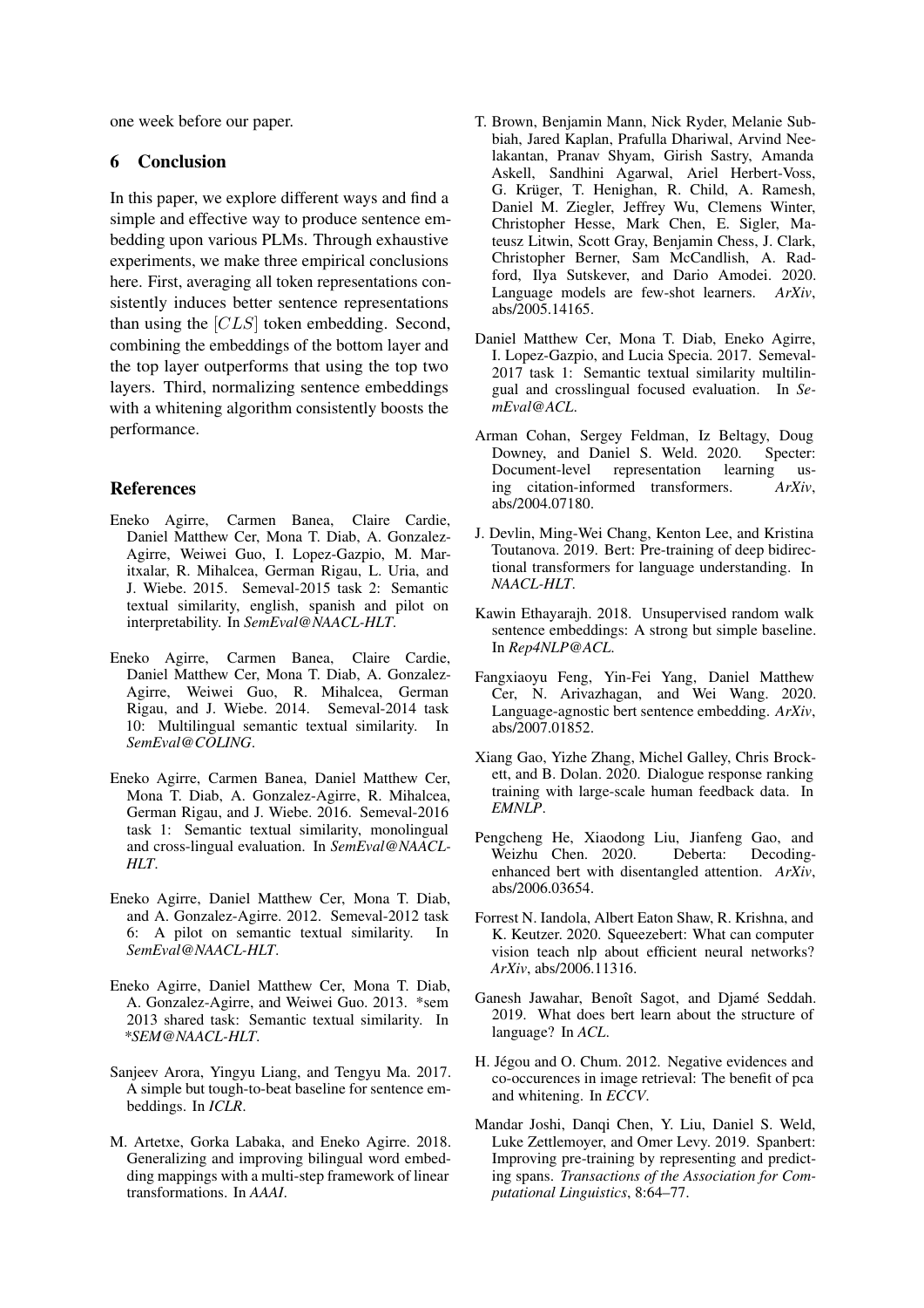one week before our paper.

## 6 Conclusion

In this paper, we explore different ways and find a simple and effective way to produce sentence embedding upon various PLMs. Through exhaustive experiments, we make three empirical conclusions here. First, averaging all token representations consistently induces better sentence representations than using the $[CLS]$ token embedding. Second, combining the embeddings of the bottom layer and the top layer outperforms that using the top two layers. Third, normalizing sentence embeddings with a whitening algorithm consistently boosts the performance.

## References

Eneko Agirre, Carmen Banea, Claire Cardie, Daniel Matthew Cer, Mona T. Diab, A. Gonzalez-Agirre, Weiwei Guo, I. Lopez-Gazpio, M. Maritxalar, R. Mihalcea, German Rigau, L. Uria, and J. Wiebe. 2015. Semeval-2015 task 2: Semantic textual similarity, english, spanish and pilot on interpretability. In *SemEval@NAACL-HLT*.

Eneko Agirre, Carmen Banea, Claire Cardie, Daniel Matthew Cer, Mona T. Diab, A. Gonzalez-Agirre, Weiwei Guo, R. Mihalcea, German Rigau, and J. Wiebe. 2014. Semeval-2014 task 10: Multilingual semantic textual similarity. In *SemEval@COLING*.

Eneko Agirre, Carmen Banea, Daniel Matthew Cer, Mona T. Diab, A. Gonzalez-Agirre, R. Mihalcea, German Rigau, and J. Wiebe. 2016. Semeval-2016 task 1: Semantic textual similarity, monolingual and cross-lingual evaluation. In *SemEval@NAACL-HLT*.

Eneko Agirre, Daniel Matthew Cer, Mona T. Diab, and A. Gonzalez-Agirre. 2012. Semeval-2012 task 6: A pilot on semantic textual similarity. In *SemEval@NAACL-HLT*.

Eneko Agirre, Daniel Matthew Cer, Mona T. Diab, A. Gonzalez-Agirre, and Weiwei Guo. 2013. *sem 2013 shared task: Semantic textual similarity. In *\*SEM@NAACL-HLT*.

Sanjeev Arora, Yingyu Liang, and Tengyu Ma. 2017. A simple but tough-to-beat baseline for sentence embeddings. In *ICLR*.

M. Artetxe, Gorka Labaka, and Eneko Agirre. 2018. Generalizing and improving bilingual word embedding mappings with a multi-step framework of linear transformations. In *AAAI*.

T. Brown, Benjamin Mann, Nick Ryder, Melanie Subbiah, Jared Kaplan, Prafulla Dhariwal, Arvind Neelakantan, Pranav Shyam, Girish Sastry, Amanda Askell, Sandhini Agarwal, Ariel Herbert-Voss, G. Krüger, T. Henighan, R. Child, A. Ramesh, Daniel M. Ziegler, Jeffrey Wu, Clemens Winter, Christopher Hesse, Mark Chen, E. Sigler, Mateusz Litwin, Scott Gray, Benjamin Chess, J. Clark, Christopher Berner, Sam McCandlish, A. Radford, Ilya Sutskever, and Dario Amodei. 2020. Language models are few-shot learners. *ArXiv*, abs/2005.14165.

Daniel Matthew Cer, Mona T. Diab, Eneko Agirre, I. Lopez-Gazpio, and Lucia Specia. 2017. Semeval-2017 task 1: Semantic textual similarity multilingual and crosslingual focused evaluation. In *SemEval@ACL*.

Arman Cohan, Sergey Feldman, Iz Beltagy, Doug Downey, and Daniel S. Weld. 2020. Specter: Document-level representation learning using citation-informed transformers. *ArXiv*, abs/2004.07180.

J. Devlin, Ming-Wei Chang, Kenton Lee, and Kristina Toutanova. 2019. Bert: Pre-training of deep bidirectional transformers for language understanding. In *NAACL-HLT*.

Kawin Ethayarajh. 2018. Unsupervised random walk sentence embeddings: A strong but simple baseline. In *Rep4NLP@ACL*.

Fangxiaoyu Feng, Yin-Fei Yang, Daniel Matthew Cer, N. Arivazhagan, and Wei Wang. 2020. Language-agnostic bert sentence embedding. *ArXiv*, abs/2007.01852.

Xiang Gao, Yizhe Zhang, Michel Galley, Chris Brockett, and B. Dolan. 2020. Dialogue response ranking training with large-scale human feedback data. In *EMNLP*.

Pengcheng He, Xiaodong Liu, Jianfeng Gao, and Weizhu Chen. 2020. Deberta: Decoding-enhanced bert with disentangled attention. *ArXiv*, abs/2006.03654.

Forrest N. Iandola, Albert Eaton Shaw, R. Krishna, and K. Keutzer. 2020. Squeezebert: What can computer vision teach nlp about efficient neural networks? *ArXiv*, abs/2006.11316.

Ganesh Jawahar, Benoît Sagot, and Djamé Seddah. 2019. What does bert learn about the structure of language? In *ACL*.

H. Jégou and O. Chum. 2012. Negative evidences and co-occurences in image retrieval: The benefit of pca and whitening. In *ECCV*.

Mandar Joshi, Danqi Chen, Y. Liu, Daniel S. Weld, Luke Zettlemoyer, and Omer Levy. 2019. Spanbert: Improving pre-training by representing and predicting spans. *Transactions of the Association for Computational Linguistics*, 8:64–77.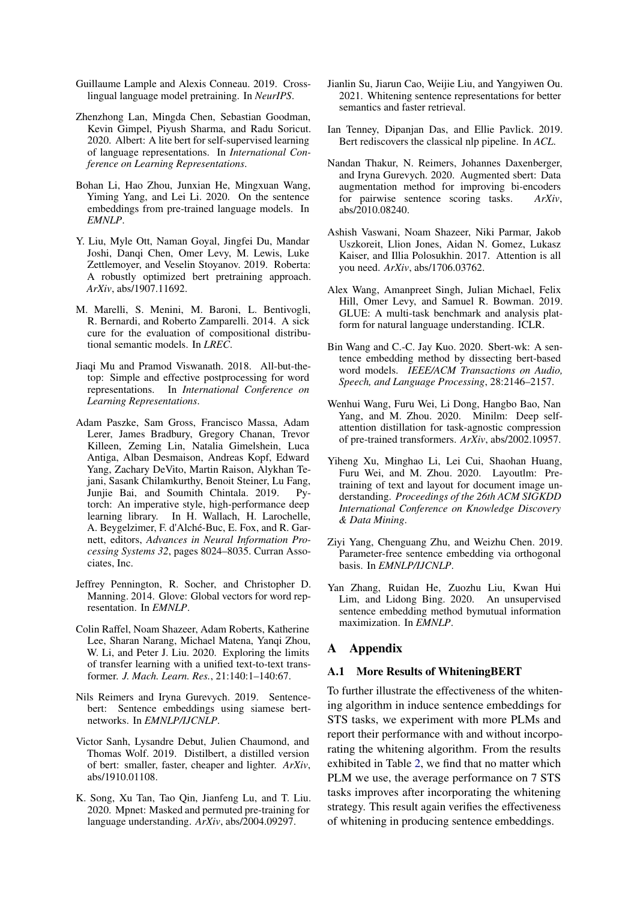Guillaume Lample and Alexis Conneau. 2019. Cross-lingual language model pretraining. In *NeurIPS*.

Zhenzhong Lan, Mingda Chen, Sebastian Goodman, Kevin Gimpel, Piyush Sharma, and Radu Soricut. 2020. Albert: A lite bert for self-supervised learning of language representations. In *International Conference on Learning Representations*.

Bohan Li, Hao Zhou, Junxian He, Mingxuan Wang, Yiming Yang, and Lei Li. 2020. On the sentence embeddings from pre-trained language models. In *EMNLP*.

Y. Liu, Myle Ott, Naman Goyal, Jingfei Du, Mandar Joshi, Danqi Chen, Omer Levy, M. Lewis, Luke Zettlemoyer, and Veselin Stoyanov. 2019. Roberta: A robustly optimized bert pretraining approach. *ArXiv*, abs/1907.11692.

M. Marelli, S. Menini, M. Baroni, L. Bentivogli, R. Bernardi, and Roberto Zamparelli. 2014. A sick cure for the evaluation of compositional distributional semantic models. In *LREC*.

Jiaqi Mu and Pramod Viswanath. 2018. All-but-the-top: Simple and effective postprocessing for word representations. In *International Conference on Learning Representations*.

Adam Paszke, Sam Gross, Francisco Massa, Adam Lerer, James Bradbury, Gregory Chanan, Trevor Killeen, Zeming Lin, Natalia Gimelshein, Luca Antiga, Alban Desmaison, Andreas Kopf, Edward Yang, Zachary DeVito, Martin Raison, Alykhan Tejani, Sasank Chilamkurthy, Benoit Steiner, Lu Fang, Junjie Bai, and Soumith Chintala. 2019. Pytorch: An imperative style, high-performance deep learning library. In H. Wallach, H. Larochelle, A. Beygelzimer, F. d'Alché-Buc, E. Fox, and R. Garnett, editors, *Advances in Neural Information Processing Systems 32*, pages 8024–8035. Curran Associates, Inc.

Jeffrey Pennington, R. Socher, and Christopher D. Manning. 2014. Glove: Global vectors for word representation. In *EMNLP*.

Colin Raffel, Noam Shazeer, Adam Roberts, Katherine Lee, Sharan Narang, Michael Matena, Yanqi Zhou, W. Li, and Peter J. Liu. 2020. Exploring the limits of transfer learning with a unified text-to-text transformer. *J. Mach. Learn. Res.*, 21:140:1–140:67.

Nils Reimers and Iryna Gurevych. 2019. Sentence-bert: Sentence embeddings using siamese bert-networks. In *EMNLP/IJCNLP*.

Victor Sanh, Lysandre Debut, Julien Chaumond, and Thomas Wolf. 2019. Distilbert, a distilled version of bert: smaller, faster, cheaper and lighter. *ArXiv*, abs/1910.01108.

K. Song, Xu Tan, Tao Qin, Jianfeng Lu, and T. Liu. 2020. Mpnet: Masked and permuted pre-training for language understanding. *ArXiv*, abs/2004.09297.

Jianlin Su, Jiarun Cao, Weijie Liu, and Yangyiwen Ou. 2021. Whitening sentence representations for better semantics and faster retrieval.

Ian Tenney, Dipanjan Das, and Ellie Pavlick. 2019. Bert rediscovers the classical nlp pipeline. In *ACL*.

Nandan Thakur, N. Reimers, Johannes Daxenberger, and Iryna Gurevych. 2020. Augmented sbert: Data augmentation method for improving bi-encoders for pairwise sentence scoring tasks. *ArXiv*, abs/2010.08240.

Ashish Vaswani, Noam Shazeer, Niki Parmar, Jakob Uszkoreit, Llion Jones, Aidan N. Gomez, Lukasz Kaiser, and Illia Polosukhin. 2017. Attention is all you need. *ArXiv*, abs/1706.03762.

Alex Wang, Amanpreet Singh, Julian Michael, Felix Hill, Omer Levy, and Samuel R. Bowman. 2019. GLUE: A multi-task benchmark and analysis platform for natural language understanding. ICLR.

Bin Wang and C.-C. Jay Kuo. 2020. Sbert-wk: A sentence embedding method by dissecting bert-based word models. *IEEE/ACM Transactions on Audio, Speech, and Language Processing*, 28:2146–2157.

Wenhui Wang, Furu Wei, Li Dong, Hangbo Bao, Nan Yang, and M. Zhou. 2020. Minilm: Deep self-attention distillation for task-agnostic compression of pre-trained transformers. *ArXiv*, abs/2002.10957.

Yiheng Xu, Minghao Li, Lei Cui, Shaohan Huang, Furu Wei, and M. Zhou. 2020. Layoutlm: Pre-training of text and layout for document image understanding. *Proceedings of the 26th ACM SIGKDD International Conference on Knowledge Discovery & Data Mining*.

Ziyi Yang, Chenguang Zhu, and Weizhu Chen. 2019. Parameter-free sentence embedding via orthogonal basis. In *EMNLP/IJCNLP*.

Yan Zhang, Ruidan He, Zuozhu Liu, Kwan Hui Lim, and Lidong Bing. 2020. An unsupervised sentence embedding method bymutual information maximization. In *EMNLP*.

# A Appendix

## A.1 More Results of WhiteningBERT

To further illustrate the effectiveness of the whitening algorithm in induce sentence embeddings for STS tasks, we experiment with more PLMs and report their performance with and without incorporating the whitening algorithm. From the results exhibited in Table 2, we find that no matter which PLM we use, the average performance on 7 STS tasks improves after incorporating the whitening strategy. This result again verifies the effectiveness of whitening in producing sentence embeddings.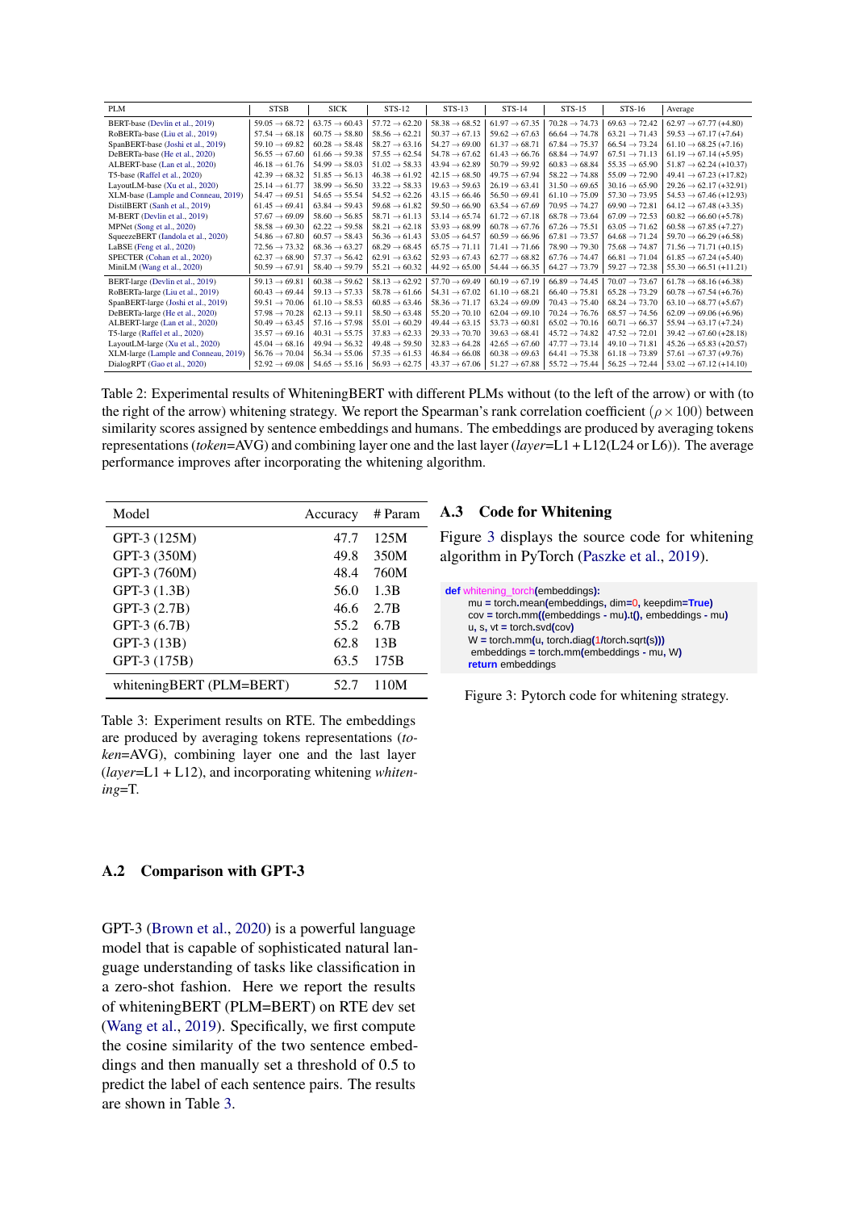| PLM | STSB | SICK | STS-12 | STS-13 | STS-14 | STS-15 | STS-16 | Average |
|---|---|---|---|---|---|---|---|---|
| BERT-base (Devlin et al., 2019) | 59.05 → 68.72 | 63.75 → 60.43 | 57.72 → 62.20 | 58.38 → 68.52 | 61.97 → 67.35 | 70.28 → 74.73 | 69.63 → 72.42 | 62.97 → 67.77 (+4.80) |
| RoBERTa-base (Liu et al., 2019) | 57.54 → 68.18 | 60.75 → 58.80 | 58.56 → 62.21 | 50.37 → 67.13 | 59.62 → 67.63 | 66.64 → 74.78 | 63.21 → 71.43 | 59.53 → 67.17 (+7.64) |
| SpanBERT-base (Joshi et al., 2019) | 59.10 → 69.82 | 60.28 → 58.48 | 58.27 → 63.16 | 54.27 → 69.00 | 61.37 → 68.71 | 67.84 → 75.37 | 66.54 → 73.24 | 61.10 → 68.25 (+7.16) |
| DeBERTa-base (He et al., 2020) | 56.55 → 67.60 | 61.66 → 59.38 | 57.55 → 62.54 | 54.78 → 67.62 | 61.43 → 66.76 | 68.84 → 74.97 | 67.51 → 71.13 | 61.19 → 67.14 (+5.95) |
| ALBERT-base (Lan et al., 2020) | 46.18 → 61.76 | 54.99 → 58.03 | 51.02 → 58.33 | 43.94 → 62.89 | 50.79 → 59.92 | 60.83 → 68.84 | 55.35 → 65.90 | 51.87 → 62.24 (+10.37) |
| T5-base (Raffel et al., 2020) | 42.39 → 68.32 | 51.85 → 56.13 | 46.38 → 61.92 | 42.15 → 68.50 | 49.75 → 67.94 | 58.22 → 74.88 | 55.09 → 72.90 | 49.41 → 67.23 (+17.82) |
| LayoutLM-base (Xu et al., 2020) | 25.14 → 61.77 | 38.99 → 56.50 | 33.22 → 58.33 | 19.63 → 59.63 | 26.19 → 63.41 | 31.50 → 69.65 | 30.16 → 65.90 | 29.26 → 62.17 (+32.91) |
| XLM-base (Lample and Conneau, 2019) | 54.47 → 69.51 | 54.65 → 55.54 | 54.52 → 62.26 | 43.15 → 66.46 | 56.50 → 69.41 | 61.10 → 75.09 | 57.30 → 73.95 | 54.53 → 67.46 (+12.93) |
| DistilBERT (Sanh et al., 2019) | 61.45 → 69.41 | 63.84 → 59.43 | 59.68 → 61.82 | 59.50 → 66.90 | 63.54 → 67.69 | 70.95 → 74.27 | 69.90 → 72.81 | 64.12 → 67.48 (+3.35) |
| M-BERT (Devlin et al., 2019) | 57.67 → 69.09 | 58.60 → 56.85 | 58.71 → 61.13 | 53.14 → 65.74 | 61.72 → 67.18 | 68.78 → 73.64 | 67.09 → 72.53 | 60.82 → 66.60 (+5.78) |
| MPNet (Song et al., 2020) | 58.58 → 69.30 | 62.22 → 59.58 | 58.21 → 62.18 | 53.93 → 68.99 | 60.78 → 67.76 | 67.26 → 75.51 | 63.05 → 71.62 | 60.58 → 67.85 (+7.27) |
| SqueezeBERT (Iandola et al., 2020) | 54.86 → 67.80 | 60.57 → 58.43 | 56.36 → 61.43 | 53.05 → 64.57 | 60.59 → 66.96 | 67.81 → 73.57 | 64.68 → 71.24 | 59.70 → 66.29 (+6.58) |
| LaBSE (Feng et al., 2020) | 72.56 → 73.32 | 68.36 → 63.27 | 68.29 → 68.45 | 65.75 → 71.11 | 71.41 → 71.66 | 78.90 → 79.30 | 75.68 → 74.87 | 71.56 → 71.71 (+0.15) |
| SPECTER (Cohan et al., 2020) | 62.37 → 68.90 | 57.37 → 56.42 | 62.91 → 63.62 | 52.93 → 67.43 | 62.77 → 68.82 | 67.76 → 74.47 | 66.81 → 71.04 | 61.85 → 67.24 (+5.40) |
| MiniLM (Wang et al., 2020) | 50.59 → 67.91 | 58.40 → 59.79 | 55.21 → 60.32 | 44.92 → 65.00 | 54.44 → 66.35 | 64.27 → 73.79 | 59.27 → 72.38 | 55.30 → 66.51 (+11.21) |
| BERT-large (Devlin et al., 2019) | 59.13 → 69.81 | 60.38 → 59.62 | 58.13 → 62.92 | 57.70 → 69.49 | 60.19 → 67.19 | 66.89 → 74.45 | 70.07 → 73.67 | 61.78 → 68.16 (+6.38) |
| RoBERTa-large (Liu et al., 2019) | 60.43 → 69.44 | 59.13 → 57.33 | 58.78 → 61.66 | 54.31 → 67.02 | 61.10 → 68.21 | 66.40 → 75.81 | 65.28 → 73.29 | 60.78 → 67.54 (+6.76) |
| SpanBERT-large (Joshi et al., 2019) | 59.51 → 70.06 | 61.10 → 58.53 | 60.85 → 63.46 | 58.36 → 71.17 | 63.24 → 69.09 | 70.43 → 75.40 | 68.24 → 73.70 | 63.10 → 68.77 (+5.67) |
| DeBERTa-large (He et al., 2020) | 57.98 → 70.28 | 62.13 → 59.11 | 58.50 → 63.48 | 55.20 → 70.10 | 62.04 → 69.10 | 70.24 → 76.76 | 68.57 → 74.56 | 62.09 → 69.06 (+6.96) |
| ALBERT-large (Lan et al., 2020) | 50.49 → 63.45 | 57.16 → 57.98 | 55.01 → 60.29 | 49.44 → 63.15 | 53.73 → 60.81 | 65.02 → 70.16 | 60.71 → 66.37 | 55.94 → 63.17 (+7.24) |
| T5-large (Raffel et al., 2020) | 35.57 → 69.16 | 40.31 → 55.75 | 37.83 → 62.33 | 29.33 → 70.70 | 39.63 → 68.41 | 45.72 → 74.82 | 47.52 → 72.01 | 39.42 → 67.60 (+28.18) |
| LayoutLM-large (Xu et al., 2020) | 45.04 → 68.16 | 49.94 → 56.32 | 49.48 → 59.50 | 32.83 → 64.28 | 42.65 → 67.60 | 47.77 → 73.14 | 49.10 → 71.81 | 45.26 → 65.83 (+20.57) |
| XLM-large (Lample and Conneau, 2019) | 56.76 → 70.04 | 56.34 → 55.06 | 57.35 → 61.53 | 46.84 → 66.08 | 60.38 → 69.63 | 64.41 → 75.38 | 61.18 → 73.89 | 57.61 → 67.37 (+9.76) |
| DialogRPT (Gao et al., 2020) | 52.92 → 69.08 | 54.65 → 55.16 | 56.93 → 62.75 | 43.37 → 67.06 | 51.27 → 67.88 | 55.72 → 75.44 | 56.25 → 72.44 | 53.02 → 67.12 (+14.10) |

Table 2: Experimental results of WhiteningBERT with different PLMs without (to the left of the arrow) or with (to the right of the arrow) whitening strategy. We report the Spearman's rank correlation coefficient ($\rho \times 100$) between similarity scores assigned by sentence embeddings and humans. The embeddings are produced by averaging tokens representations (*token*=AVG) and combining layer one and the last layer (*layer*=L1 + L12(L24 or L6)). The average performance improves after incorporating the whitening algorithm.

| Model | Accuracy | # Param |
|---|---|---|
| GPT-3 (125M) | 47.7 | 125M |
| GPT-3 (350M) | 49.8 | 350M |
| GPT-3 (760M) | 48.4 | 760M |
| GPT-3 (1.3B) | 56.0 | 1.3B |
| GPT-3 (2.7B) | 46.6 | 2.7B |
| GPT-3 (6.7B) | 55.2 | 6.7B |
| GPT-3 (13B) | 62.8 | 13B |
| GPT-3 (175B) | 63.5 | 175B |
| whiteningBERT (PLM=BERT) | 52.7 | 110M |

Table 3: Experiment results on RTE. The embeddings are produced by averaging tokens representations (*token*=AVG), combining layer one and the last layer (*layer*=L1 + L12), and incorporating whitening *whitening*=T.

## A.2 Comparison with GPT-3

GPT-3 (Brown et al., 2020) is a powerful language model that is capable of sophisticated natural language understanding of tasks like classification in a zero-shot fashion. Here we report the results of whiteningBERT (PLM=BERT) on RTE dev set (Wang et al., 2019). Specifically, we first compute the cosine similarity of the two sentence embeddings and then manually set a threshold of 0.5 to predict the label of each sentence pairs. The results are shown in Table 3.

## A.3 Code for Whitening

Figure 3 displays the source code for whitening algorithm in PyTorch (Paszke et al., 2019).

```
def whitening_torch(embeddings):
    mu = torch.mean(embeddings, dim=0, keepdim=True)
    cov = torch.mm((embeddings - mu).t(), embeddings - mu)
    u, s, vt = torch.svd(cov)
    W = torch.mm(u, torch.diag(1/torch.sqrt(s)))
    embeddings = torch.mm(embeddings - mu, W)
    return embeddings
```

Figure 3: Pytorch code for whitening strategy.